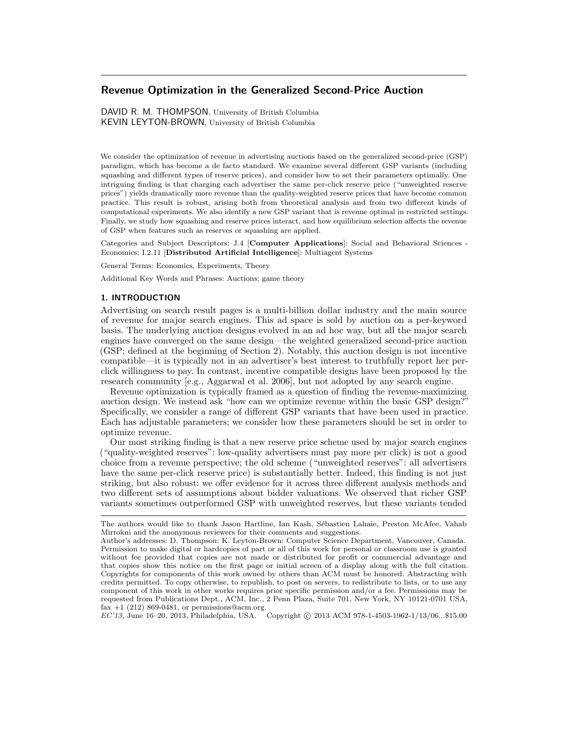# Revenue Optimization in the Generalized Second-Price Auction

DAVID R. M. THOMPSON, University of British Columbia
KEVIN LEYTON-BROWN, University of British Columbia

We consider the optimization of revenue in advertising auctions based on the generalized second-price (GSP) paradigm, which has become a de facto standard. We examine several different GSP variants (including squashing and different types of reserve prices), and consider how to set their parameters optimally. One intriguing finding is that charging each advertiser the same per-click reserve price ("unweighted reserve prices") yields dramatically more revenue than the quality-weighted reserve prices that have become common practice. This result is robust, arising both from theoretical analysis and from two different kinds of computational experiments. We also identify a new GSP variant that is revenue optimal in restricted settings. Finally, we study how squashing and reserve prices interact, and how equilibrium selection affects the revenue of GSP when features such as reserves or squashing are applied.

Categories and Subject Descriptors: J.4 [**Computer Applications**]: Social and Behavioral Sciences - Economics; I.2.11 [**Distributed Artificial Intelligence**]: Multiagent Systems

General Terms: Economics, Experiments, Theory

Additional Key Words and Phrases: Auctions; game theory

## 1. INTRODUCTION

Advertising on search result pages is a multi-billion dollar industry and the main source of revenue for major search engines. This ad space is sold by auction on a per-keyword basis. The underlying auction designs evolved in an ad hoc way, but all the major search engines have converged on the same design—the weighted generalized second-price auction (GSP; defined at the beginning of Section 2). Notably, this auction design is not incentive compatible—it is typically not in an advertiser's best interest to truthfully report her per-click willingness to pay. In contrast, incentive compatible designs have been proposed by the research community [e.g., Aggarwal et al. 2006], but not adopted by any search engine.

Revenue optimization is typically framed as a question of finding the revenue-maximizing auction design. We instead ask "how can we optimize revenue within the basic GSP design?" Specifically, we consider a range of different GSP variants that have been used in practice. Each has adjustable parameters; we consider how these parameters should be set in order to optimize revenue.

Our most striking finding is that a new reserve price scheme used by major search engines ("quality-weighted reserves": low-quality advertisers must pay more per click) is not a good choice from a revenue perspective; the old scheme ("unweighted reserves": all advertisers have the same per-click reserve price) is substantially better. Indeed, this finding is not just striking, but also robust: we offer evidence for it across three different analysis methods and two different sets of assumptions about bidder valuations. We observed that richer GSP variants sometimes outperformed GSP with unweighted reserves, but these variants tended

---

The authors would like to thank Jason Hartline, Ian Kash, Sébastien Lahaie, Preston McAfee, Vahab Mirrokni and the anonymous reviewers for their comments and suggestions.

Author's addresses: D. Thompson: K. Leyton-Brown: Computer Science Department, Vancouver, Canada.

Permission to make digital or hardcopies of part or all of this work for personal or classroom use is granted without fee provided that copies are not made or distributed for profit or commercial advantage and that copies show this notice on the first page or initial screen of a display along with the full citation. Copyrights for components of this work owned by others than ACM must be honored. Abstracting with credits permitted. To copy otherwise, to republish, to post on servers, to redistribute to lists, or to use any component of this work in other works requires prior specific permission and/or a fee. Permissions may be requested from Publications Dept., ACM, Inc., 2 Penn Plaza, Suite 701, New York, NY 10121-0701 USA, fax +1 (212) 869-0481, or permissions@acm.org.

*EC'13*, June 16–20, 2013, Philadelphia, USA. Copyright © 2013 ACM 978-1-4503-1962-1/13/06...$15.00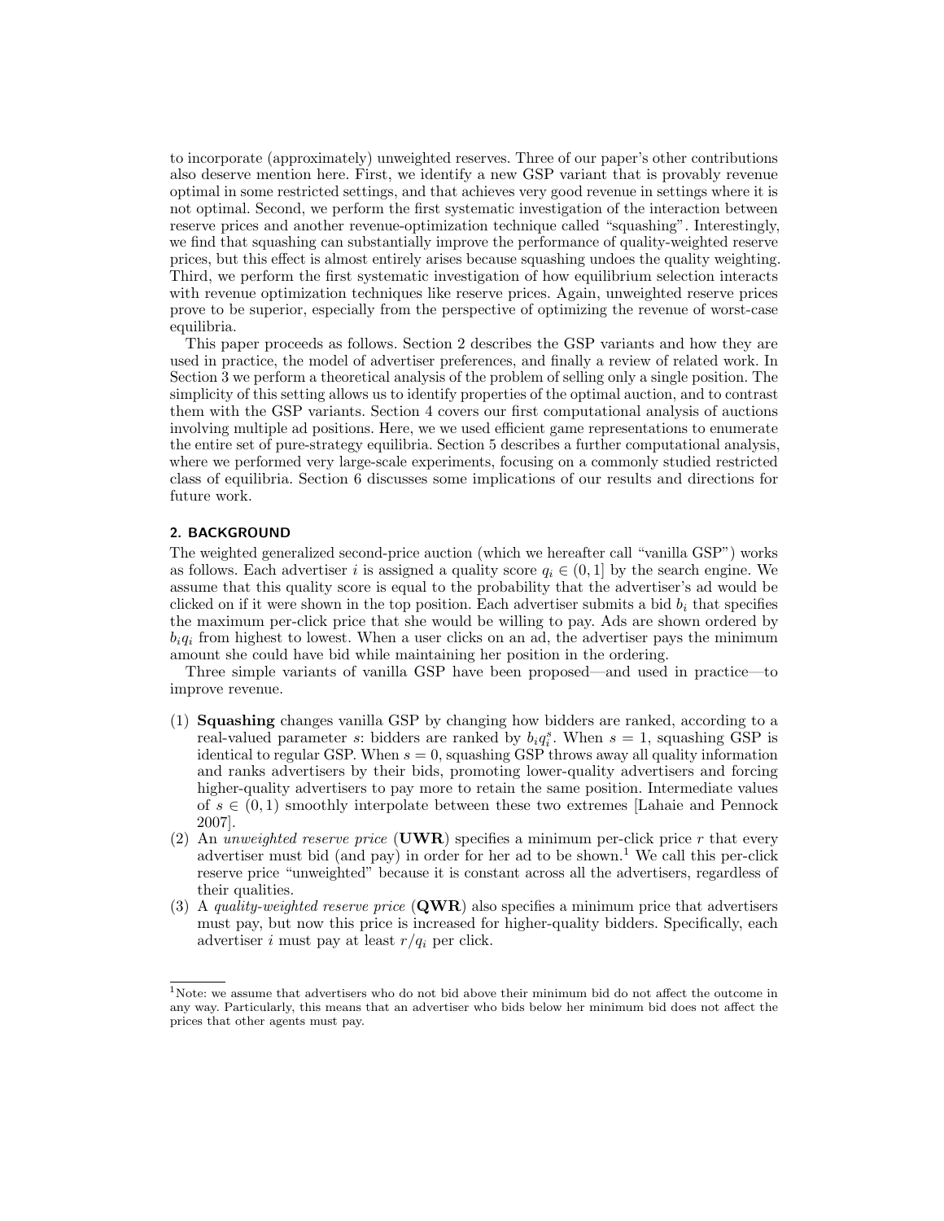to incorporate (approximately) unweighted reserves. Three of our paper's other contributions also deserve mention here. First, we identify a new GSP variant that is provably revenue optimal in some restricted settings, and that achieves very good revenue in settings where it is not optimal. Second, we perform the first systematic investigation of the interaction between reserve prices and another revenue-optimization technique called "squashing". Interestingly, we find that squashing can substantially improve the performance of quality-weighted reserve prices, but this effect is almost entirely arises because squashing undoes the quality weighting. Third, we perform the first systematic investigation of how equilibrium selection interacts with revenue optimization techniques like reserve prices. Again, unweighted reserve prices prove to be superior, especially from the perspective of optimizing the revenue of worst-case equilibria.

This paper proceeds as follows. Section 2 describes the GSP variants and how they are used in practice, the model of advertiser preferences, and finally a review of related work. In Section 3 we perform a theoretical analysis of the problem of selling only a single position. The simplicity of this setting allows us to identify properties of the optimal auction, and to contrast them with the GSP variants. Section 4 covers our first computational analysis of auctions involving multiple ad positions. Here, we we used efficient game representations to enumerate the entire set of pure-strategy equilibria. Section 5 describes a further computational analysis, where we performed very large-scale experiments, focusing on a commonly studied restricted class of equilibria. Section 6 discusses some implications of our results and directions for future work.

## 2. BACKGROUND

The weighted generalized second-price auction (which we hereafter call "vanilla GSP") works as follows. Each advertiser $i$ is assigned a quality score $q_i \in (0, 1]$ by the search engine. We assume that this quality score is equal to the probability that the advertiser's ad would be clicked on if it were shown in the top position. Each advertiser submits a bid $b_i$ that specifies the maximum per-click price that she would be willing to pay. Ads are shown ordered by $b_i q_i$ from highest to lowest. When a user clicks on an ad, the advertiser pays the minimum amount she could have bid while maintaining her position in the ordering.

Three simple variants of vanilla GSP have been proposed—and used in practice—to improve revenue.

(1) **Squashing** changes vanilla GSP by changing how bidders are ranked, according to a real-valued parameter $s$: bidders are ranked by $b_i q_i^s$. When $s = 1$, squashing GSP is identical to regular GSP. When $s = 0$, squashing GSP throws away all quality information and ranks advertisers by their bids, promoting lower-quality advertisers and forcing higher-quality advertisers to pay more to retain the same position. Intermediate values of $s \in (0, 1)$ smoothly interpolate between these two extremes [Lahaie and Pennock 2007].
(2) An *unweighted reserve price* (**UWR**) specifies a minimum per-click price $r$ that every advertiser must bid (and pay) in order for her ad to be shown.[1] We call this per-click reserve price "unweighted" because it is constant across all the advertisers, regardless of their qualities.
(3) A *quality-weighted reserve price* (**QWR**) also specifies a minimum price that advertisers must pay, but now this price is increased for higher-quality bidders. Specifically, each advertiser $i$ must pay at least $r/q_i$ per click.

[1]Note: we assume that advertisers who do not bid above their minimum bid do not affect the outcome in any way. Particularly, this means that an advertiser who bids below her minimum bid does not affect the prices that other agents must pay.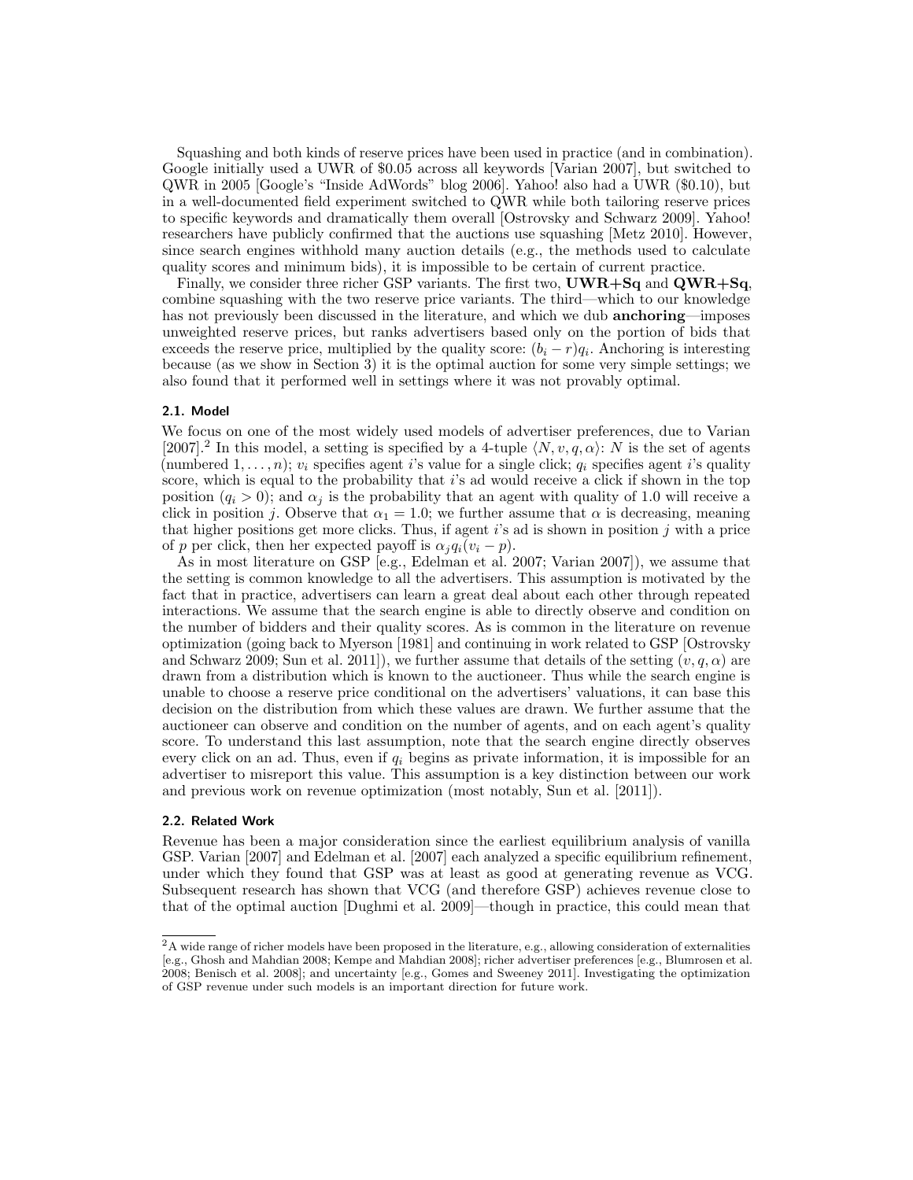Squashing and both kinds of reserve prices have been used in practice (and in combination). Google initially used a UWR of $0.05 across all keywords [Varian 2007], but switched to QWR in 2005 [Google's "Inside AdWords" blog 2006]. Yahoo! also had a UWR ($0.10), but in a well-documented field experiment switched to QWR while both tailoring reserve prices to specific keywords and dramatically them overall [Ostrovsky and Schwarz 2009]. Yahoo! researchers have publicly confirmed that the auctions use squashing [Metz 2010]. However, since search engines withhold many auction details (e.g., the methods used to calculate quality scores and minimum bids), it is impossible to be certain of current practice.

Finally, we consider three richer GSP variants. The first two, **UWR+Sq** and **QWR+Sq**, combine squashing with the two reserve price variants. The third—which to our knowledge has not previously been discussed in the literature, and which we dub **anchoring**—imposes unweighted reserve prices, but ranks advertisers based only on the portion of bids that exceeds the reserve price, multiplied by the quality score: $(b_i - r)q_i$. Anchoring is interesting because (as we show in Section 3) it is the optimal auction for some very simple settings; we also found that it performed well in settings where it was not provably optimal.

### 2.1. Model

We focus on one of the most widely used models of advertiser preferences, due to Varian [2007].[2] In this model, a setting is specified by a 4-tuple $\langle N, v, q, \alpha \rangle$: $N$ is the set of agents (numbered $1, \ldots, n$); $v_i$ specifies agent $i$'s value for a single click; $q_i$ specifies agent $i$'s quality score, which is equal to the probability that $i$'s ad would receive a click if shown in the top position ($q_i > 0$); and $\alpha_j$ is the probability that an agent with quality of 1.0 will receive a click in position $j$. Observe that $\alpha_1 = 1.0$; we further assume that $\alpha$ is decreasing, meaning that higher positions get more clicks. Thus, if agent $i$'s ad is shown in position $j$ with a price of $p$ per click, then her expected payoff is $\alpha_j q_i (v_i - p)$.

As in most literature on GSP [e.g., Edelman et al. 2007; Varian 2007]), we assume that the setting is common knowledge to all the advertisers. This assumption is motivated by the fact that in practice, advertisers can learn a great deal about each other through repeated interactions. We assume that the search engine is able to directly observe and condition on the number of bidders and their quality scores. As is common in the literature on revenue optimization (going back to Myerson [1981] and continuing in work related to GSP [Ostrovsky and Schwarz 2009; Sun et al. 2011]), we further assume that details of the setting $(v, q, \alpha)$ are drawn from a distribution which is known to the auctioneer. Thus while the search engine is unable to choose a reserve price conditional on the advertisers' valuations, it can base this decision on the distribution from which these values are drawn. We further assume that the auctioneer can observe and condition on the number of agents, and on each agent's quality score. To understand this last assumption, note that the search engine directly observes every click on an ad. Thus, even if $q_i$ begins as private information, it is impossible for an advertiser to misreport this value. This assumption is a key distinction between our work and previous work on revenue optimization (most notably, Sun et al. [2011]).

### 2.2. Related Work

Revenue has been a major consideration since the earliest equilibrium analysis of vanilla GSP. Varian [2007] and Edelman et al. [2007] each analyzed a specific equilibrium refinement, under which they found that GSP was at least as good at generating revenue as VCG. Subsequent research has shown that VCG (and therefore GSP) achieves revenue close to that of the optimal auction [Dughmi et al. 2009]—though in practice, this could mean that

[2] A wide range of richer models have been proposed in the literature, e.g., allowing consideration of externalities [e.g., Ghosh and Mahdian 2008; Kempe and Mahdian 2008]; richer advertiser preferences [e.g., Blumrosen et al. 2008; Benisch et al. 2008]; and uncertainty [e.g., Gomes and Sweeney 2011]. Investigating the optimization of GSP revenue under such models is an important direction for future work.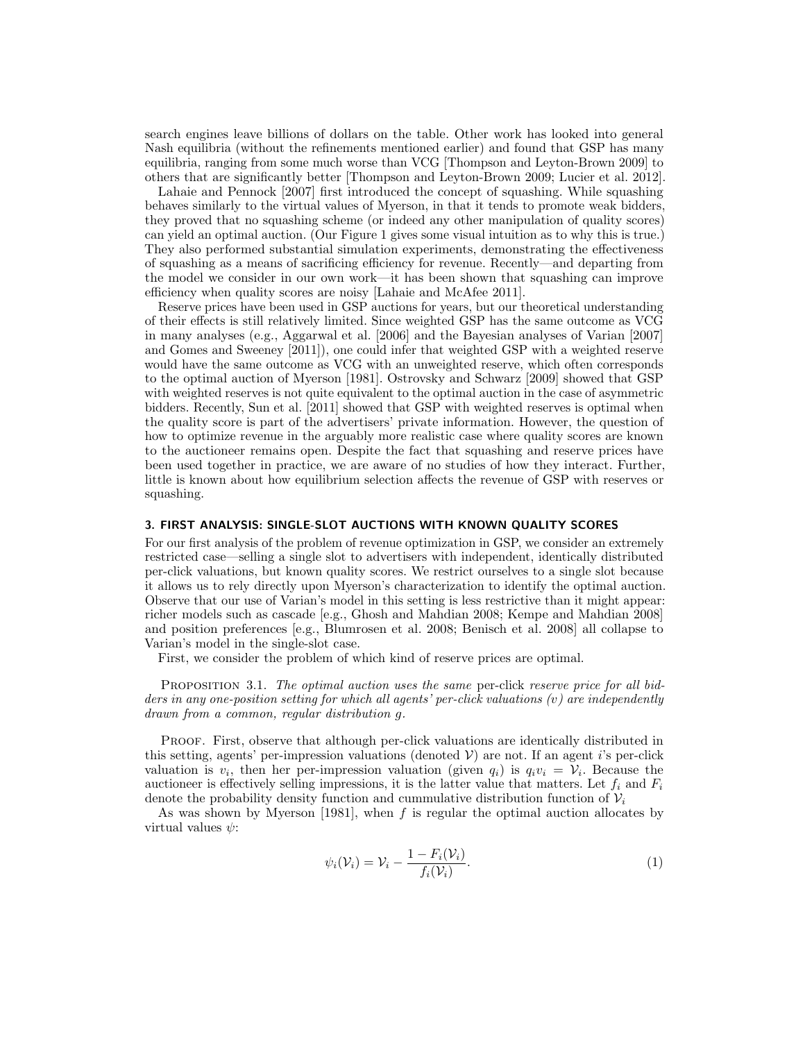search engines leave billions of dollars on the table. Other work has looked into general Nash equilibria (without the refinements mentioned earlier) and found that GSP has many equilibria, ranging from some much worse than VCG [Thompson and Leyton-Brown 2009] to others that are significantly better [Thompson and Leyton-Brown 2009; Lucier et al. 2012].

Lahaie and Pennock [2007] first introduced the concept of squashing. While squashing behaves similarly to the virtual values of Myerson, in that it tends to promote weak bidders, they proved that no squashing scheme (or indeed any other manipulation of quality scores) can yield an optimal auction. (Our Figure 1 gives some visual intuition as to why this is true.) They also performed substantial simulation experiments, demonstrating the effectiveness of squashing as a means of sacrificing efficiency for revenue. Recently—and departing from the model we consider in our own work—it has been shown that squashing can improve efficiency when quality scores are noisy [Lahaie and McAfee 2011].

Reserve prices have been used in GSP auctions for years, but our theoretical understanding of their effects is still relatively limited. Since weighted GSP has the same outcome as VCG in many analyses (e.g., Aggarwal et al. [2006] and the Bayesian analyses of Varian [2007] and Gomes and Sweeney [2011]), one could infer that weighted GSP with a weighted reserve would have the same outcome as VCG with an unweighted reserve, which often corresponds to the optimal auction of Myerson [1981]. Ostrovsky and Schwarz [2009] showed that GSP with weighted reserves is not quite equivalent to the optimal auction in the case of asymmetric bidders. Recently, Sun et al. [2011] showed that GSP with weighted reserves is optimal when the quality score is part of the advertisers' private information. However, the question of how to optimize revenue in the arguably more realistic case where quality scores are known to the auctioneer remains open. Despite the fact that squashing and reserve prices have been used together in practice, we are aware of no studies of how they interact. Further, little is known about how equilibrium selection affects the revenue of GSP with reserves or squashing.

## 3. FIRST ANALYSIS: SINGLE-SLOT AUCTIONS WITH KNOWN QUALITY SCORES

For our first analysis of the problem of revenue optimization in GSP, we consider an extremely restricted case—selling a single slot to advertisers with independent, identically distributed per-click valuations, but known quality scores. We restrict ourselves to a single slot because it allows us to rely directly upon Myerson's characterization to identify the optimal auction. Observe that our use of Varian's model in this setting is less restrictive than it might appear: richer models such as cascade [e.g., Ghosh and Mahdian 2008; Kempe and Mahdian 2008] and position preferences [e.g., Blumrosen et al. 2008; Benisch et al. 2008] all collapse to Varian's model in the single-slot case.

First, we consider the problem of which kind of reserve prices are optimal.

PROPOSITION 3.1. *The optimal auction uses the same* per-click *reserve price for all bidders in any one-position setting for which all agents' per-click valuations ($v$) are independently drawn from a common, regular distribution $g$.*

PROOF. First, observe that although per-click valuations are identically distributed in this setting, agents' per-impression valuations (denoted $\mathcal{V}$) are not. If an agent $i$'s per-click valuation is $v_i$, then her per-impression valuation (given $q_i$) is $q_i v_i = \mathcal{V}_i$. Because the auctioneer is effectively selling impressions, it is the latter value that matters. Let $f_i$ and $F_i$ denote the probability density function and cummulative distribution function of $\mathcal{V}_i$

As was shown by Myerson [1981], when $f$ is regular the optimal auction allocates by virtual values $\psi$:

$$\psi_i(\mathcal{V}_i) = \mathcal{V}_i - \frac{1 - F_i(\mathcal{V}_i)}{f_i(\mathcal{V}_i)}. \tag{1}$$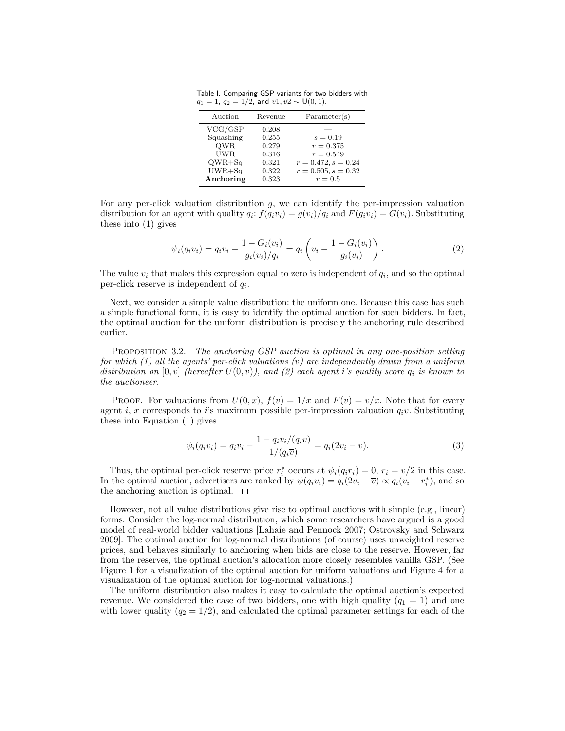Table I. Comparing GSP variants for two bidders with $q_1 = 1$, $q_2 = 1/2$, and $v1, v2 \sim \mathsf{U}(0, 1)$.

| Auction | Revenue | Parameter(s) |
|---|---|---|
| VCG/GSP | 0.208 | — |
| Squashing | 0.255 | $s = 0.19$ |
| QWR | 0.279 | $r = 0.375$ |
| UWR | 0.316 | $r = 0.549$ |
| QWR+Sq | 0.321 | $r = 0.472, s = 0.24$ |
| UWR+Sq | 0.322 | $r = 0.505, s = 0.32$ |
| **Anchoring** | 0.323 | $r = 0.5$ |

For any per-click valuation distribution $g$, we can identify the per-impression valuation distribution for an agent with quality $q_i$: $f(q_i v_i) = g(v_i)/q_i$ and $F(q_i v_i) = G(v_i)$. Substituting these into (1) gives

$$\psi_i(q_i v_i) = q_i v_i - \frac{1 - G_i(v_i)}{g_i(v_i)/q_i} = q_i \left( v_i - \frac{1 - G_i(v_i)}{g_i(v_i)} \right). \tag{2}$$

The value $v_i$ that makes this expression equal to zero is independent of $q_i$, and so the optimal per-click reserve is independent of $q_i$. □

Next, we consider a simple value distribution: the uniform one. Because this case has such a simple functional form, it is easy to identify the optimal auction for such bidders. In fact, the optimal auction for the uniform distribution is precisely the anchoring rule described earlier.

Proposition 3.2. *The anchoring GSP auction is optimal in any one-position setting for which (1) all the agents' per-click valuations ($v$) are independently drawn from a uniform distribution on $[0, \overline{v}]$ (hereafter $U(0, \overline{v})$), and (2) each agent $i$'s quality score $q_i$ is known to the auctioneer.*

Proof. For valuations from $U(0, x)$, $f(v) = 1/x$ and $F(v) = v/x$. Note that for every agent $i$, $x$ corresponds to $i$'s maximum possible per-impression valuation $q_i \overline{v}$. Substituting these into Equation (1) gives

$$\psi_i(q_i v_i) = q_i v_i - \frac{1 - q_i v_i/(q_i \overline{v})}{1/(q_i \overline{v})} = q_i(2v_i - \overline{v}). \tag{3}$$

Thus, the optimal per-click reserve price $r_i^*$ occurs at $\psi_i(q_i r_i) = 0$, $r_i = \overline{v}/2$ in this case. In the optimal auction, advertisers are ranked by $\psi(q_i v_i) = q_i(2v_i - \overline{v}) \propto q_i(v_i - r_i^*)$, and so the anchoring auction is optimal. □

However, not all value distributions give rise to optimal auctions with simple (e.g., linear) forms. Consider the log-normal distribution, which some researchers have argued is a good model of real-world bidder valuations [Lahaie and Pennock 2007; Ostrovsky and Schwarz 2009]. The optimal auction for log-normal distributions (of course) uses unweighted reserve prices, and behaves similarly to anchoring when bids are close to the reserve. However, far from the reserves, the optimal auction's allocation more closely resembles vanilla GSP. (See Figure 1 for a visualization of the optimal auction for uniform valuations and Figure 4 for a visualization of the optimal auction for log-normal valuations.)

The uniform distribution also makes it easy to calculate the optimal auction's expected revenue. We considered the case of two bidders, one with high quality ($q_1 = 1$) and one with lower quality ($q_2 = 1/2$), and calculated the optimal parameter settings for each of the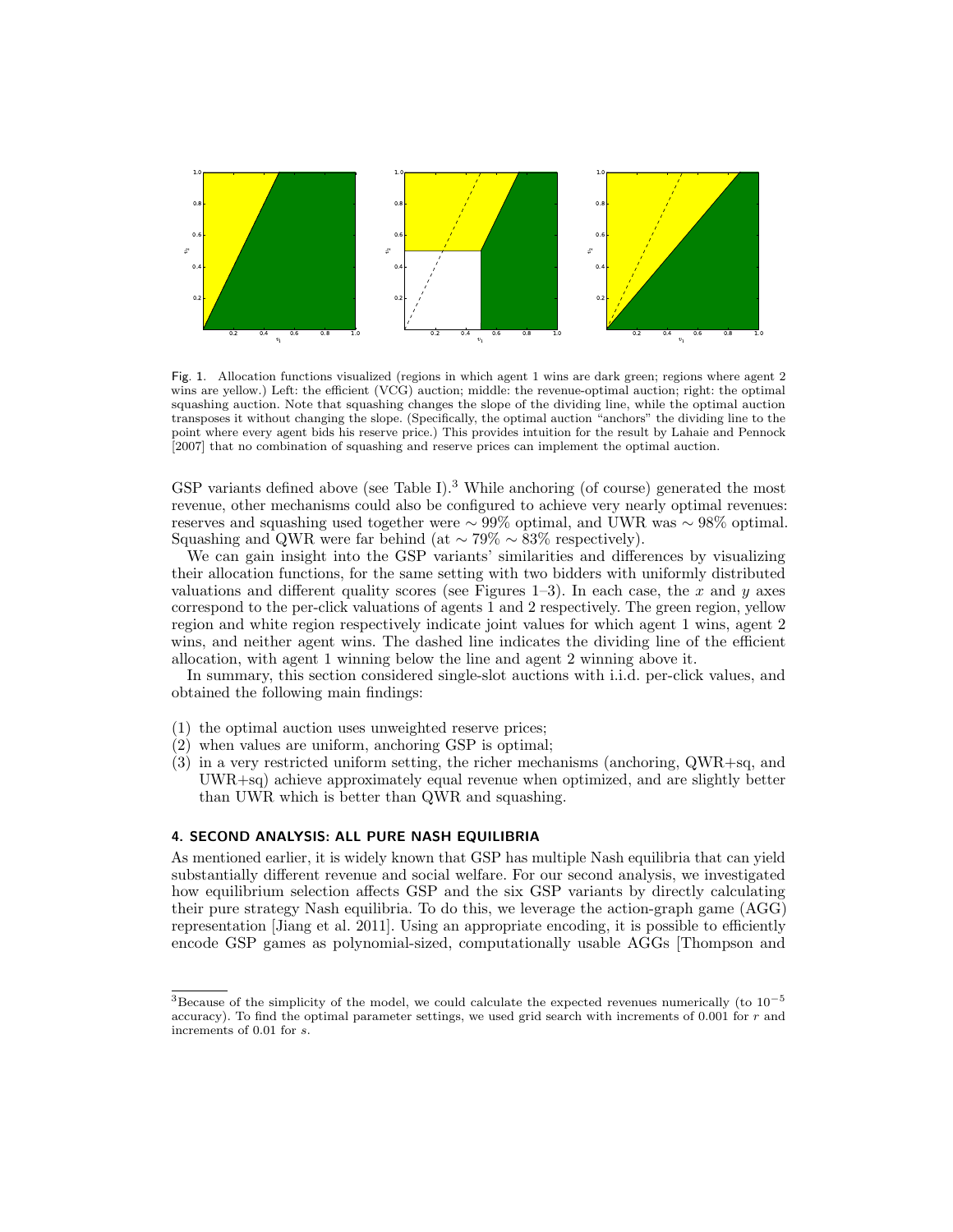Fig. 1. Allocation functions visualized (regions in which agent 1 wins are dark green; regions where agent 2 wins are yellow.) Left: the efficient (VCG) auction; middle: the revenue-optimal auction; right: the optimal squashing auction. Note that squashing changes the slope of the dividing line, while the optimal auction transposes it without changing the slope. (Specifically, the optimal auction "anchors" the dividing line to the point where every agent bids his reserve price.) This provides intuition for the result by Lahaie and Pennock [2007] that no combination of squashing and reserve prices can implement the optimal auction.

GSP variants defined above (see Table I).[3] While anchoring (of course) generated the most revenue, other mechanisms could also be configured to achieve very nearly optimal revenues: reserves and squashing used together were $\sim 99\%$ optimal, and UWR was $\sim 98\%$ optimal. Squashing and QWR were far behind (at $\sim 79\%$ $\sim 83\%$ respectively).

We can gain insight into the GSP variants' similarities and differences by visualizing their allocation functions, for the same setting with two bidders with uniformly distributed valuations and different quality scores (see Figures 1–3). In each case, the $x$ and $y$ axes correspond to the per-click valuations of agents 1 and 2 respectively. The green region, yellow region and white region respectively indicate joint values for which agent 1 wins, agent 2 wins, and neither agent wins. The dashed line indicates the dividing line of the efficient allocation, with agent 1 winning below the line and agent 2 winning above it.

In summary, this section considered single-slot auctions with i.i.d. per-click values, and obtained the following main findings:

(1) the optimal auction uses unweighted reserve prices;
(2) when values are uniform, anchoring GSP is optimal;
(3) in a very restricted uniform setting, the richer mechanisms (anchoring, QWR+sq, and UWR+sq) achieve approximately equal revenue when optimized, and are slightly better than UWR which is better than QWR and squashing.

## 4. SECOND ANALYSIS: ALL PURE NASH EQUILIBRIA

As mentioned earlier, it is widely known that GSP has multiple Nash equilibria that can yield substantially different revenue and social welfare. For our second analysis, we investigated how equilibrium selection affects GSP and the six GSP variants by directly calculating their pure strategy Nash equilibria. To do this, we leverage the action-graph game (AGG) representation [Jiang et al. 2011]. Using an appropriate encoding, it is possible to efficiently encode GSP games as polynomial-sized, computationally usable AGGs [Thompson and

[3]Because of the simplicity of the model, we could calculate the expected revenues numerically (to $10^{-5}$ accuracy). To find the optimal parameter settings, we used grid search with increments of 0.001 for $r$ and increments of 0.01 for $s$.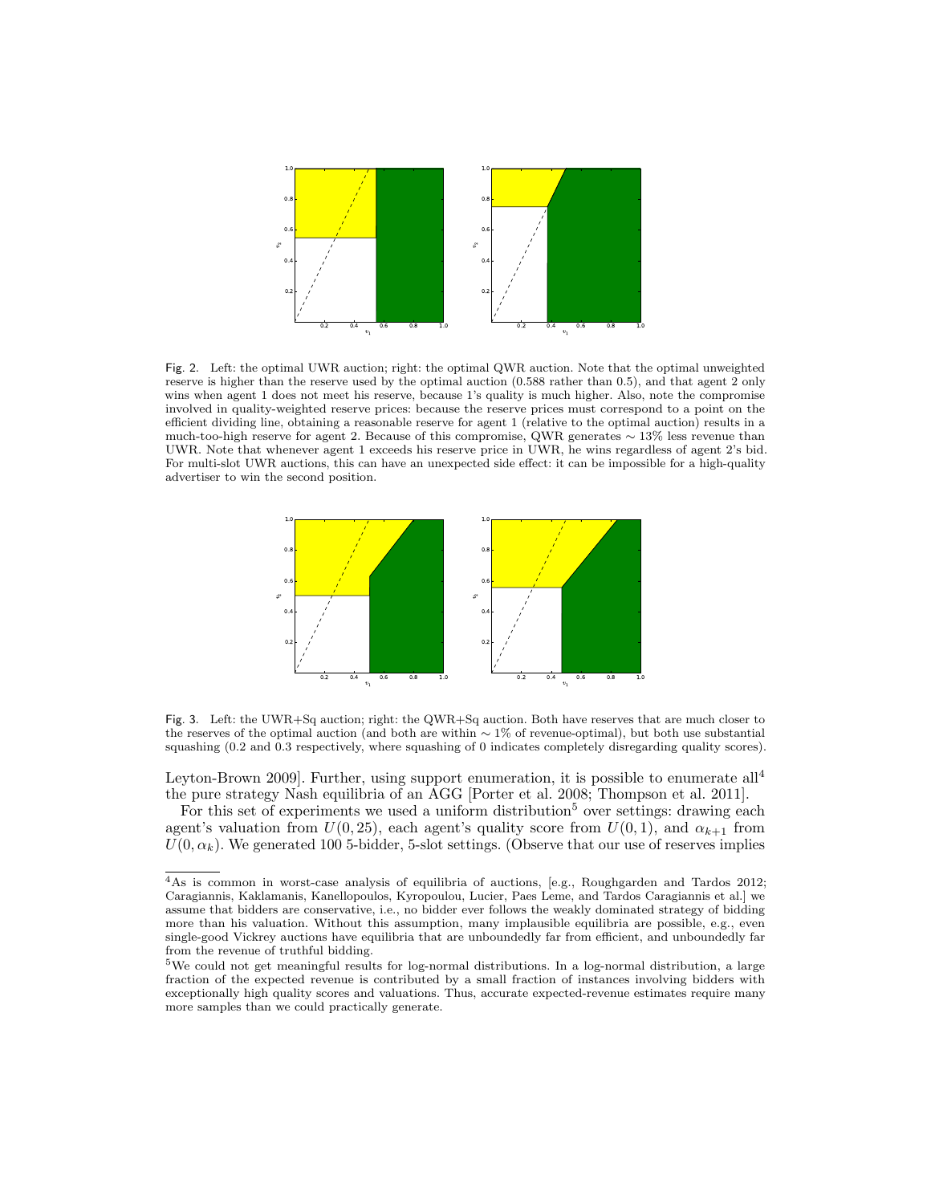Fig. 2. Left: the optimal UWR auction; right: the optimal QWR auction. Note that the optimal unweighted reserve is higher than the reserve used by the optimal auction (0.588 rather than 0.5), and that agent 2 only wins when agent 1 does not meet his reserve, because 1's quality is much higher. Also, note the compromise involved in quality-weighted reserve prices: because the reserve prices must correspond to a point on the efficient dividing line, obtaining a reasonable reserve for agent 1 (relative to the optimal auction) results in a much-too-high reserve for agent 2. Because of this compromise, QWR generates $\sim 13\%$ less revenue than UWR. Note that whenever agent 1 exceeds his reserve price in UWR, he wins regardless of agent 2's bid. For multi-slot UWR auctions, this can have an unexpected side effect: it can be impossible for a high-quality advertiser to win the second position.

Fig. 3. Left: the UWR+Sq auction; right: the QWR+Sq auction. Both have reserves that are much closer to the reserves of the optimal auction (and both are within $\sim 1\%$ of revenue-optimal), but both use substantial squashing (0.2 and 0.3 respectively, where squashing of 0 indicates completely disregarding quality scores).

Leyton-Brown 2009]. Further, using support enumeration, it is possible to enumerate all[4] the pure strategy Nash equilibria of an AGG [Porter et al. 2008; Thompson et al. 2011].

For this set of experiments we used a uniform distribution[5] over settings: drawing each agent's valuation from $U(0, 25)$, each agent's quality score from $U(0, 1)$, and $\alpha_{k+1}$ from $U(0, \alpha_k)$. We generated 100 5-bidder, 5-slot settings. (Observe that our use of reserves implies

[4] As is common in worst-case analysis of equilibria of auctions, [e.g., Roughgarden and Tardos 2012; Caragiannis, Kaklamanis, Kanellopoulos, Kyropoulou, Lucier, Paes Leme, and Tardos Caragiannis et al.] we assume that bidders are conservative, i.e., no bidder ever follows the weakly dominated strategy of bidding more than his valuation. Without this assumption, many implausible equilibria are possible, e.g., even single-good Vickrey auctions have equilibria that are unboundedly far from efficient, and unboundedly far from the revenue of truthful bidding.

[5] We could not get meaningful results for log-normal distributions. In a log-normal distribution, a large fraction of the expected revenue is contributed by a small fraction of instances involving bidders with exceptionally high quality scores and valuations. Thus, accurate expected-revenue estimates require many more samples than we could practically generate.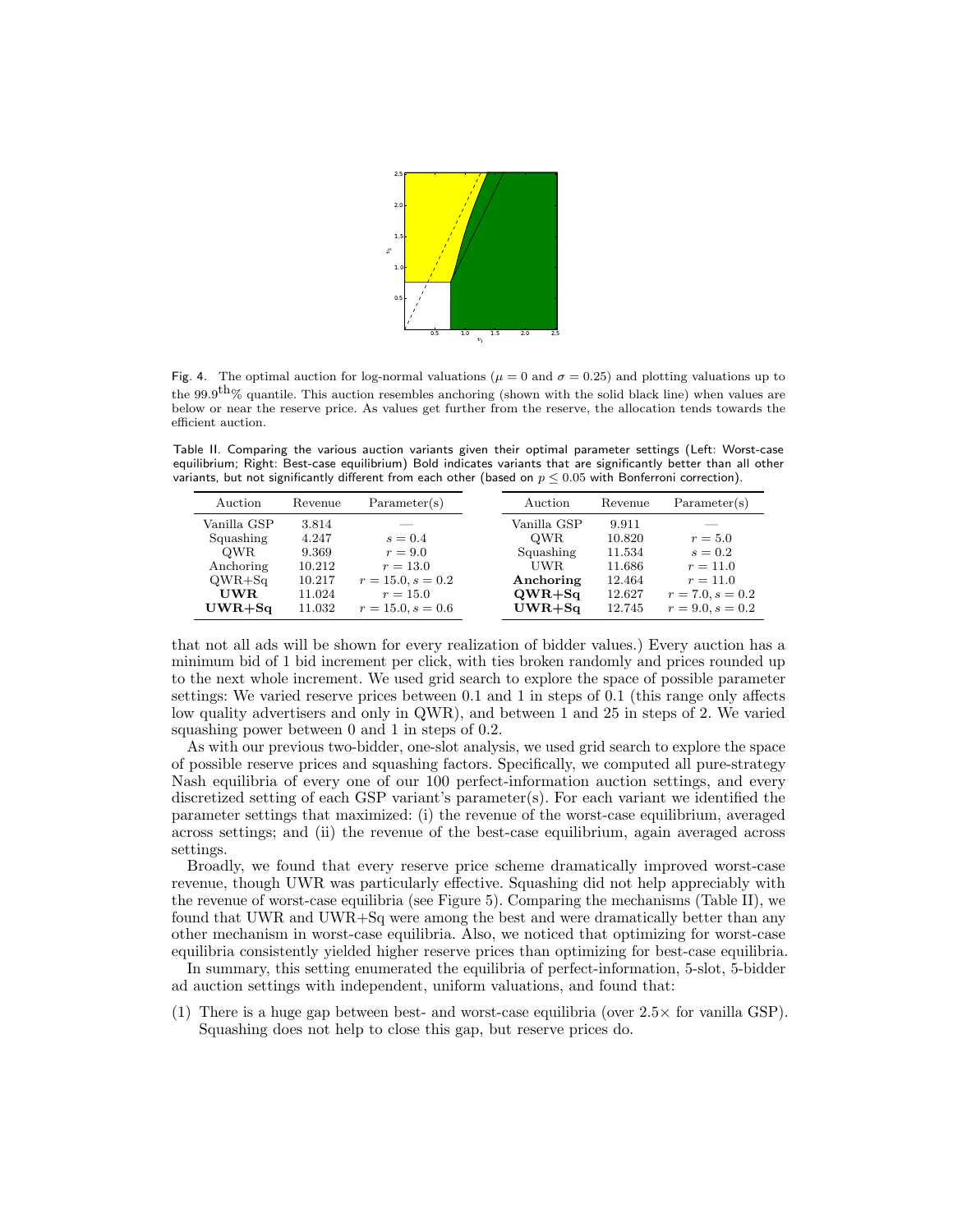Fig. 4. The optimal auction for log-normal valuations ($\mu = 0$ and $\sigma = 0.25$) and plotting valuations up to the $99.9^{\text{th}}\%$ quantile. This auction resembles anchoring (shown with the solid black line) when values are below or near the reserve price. As values get further from the reserve, the allocation tends towards the efficient auction.

Table II. Comparing the various auction variants given their optimal parameter settings (Left: Worst-case equilibrium; Right: Best-case equilibrium) Bold indicates variants that are significantly better than all other variants, but not significantly different from each other (based on $p \leq 0.05$ with Bonferroni correction).

| Auction | Revenue | Parameter(s) |
|---|---|---|
| Vanilla GSP | 3.814 | — |
| Squashing | 4.247 | $s = 0.4$ |
| QWR | 9.369 | $r = 9.0$ |
| Anchoring | 10.212 | $r = 13.0$ |
| QWR+Sq | 10.217 | $r = 15.0, s = 0.2$ |
| **UWR** | 11.024 | $r = 15.0$ |
| **UWR+Sq** | 11.032 | $r = 15.0, s = 0.6$ |

| Auction | Revenue | Parameter(s) |
|---|---|---|
| Vanilla GSP | 9.911 | — |
| QWR | 10.820 | $r = 5.0$ |
| Squashing | 11.534 | $s = 0.2$ |
| UWR | 11.686 | $r = 11.0$ |
| **Anchoring** | 12.464 | $r = 11.0$ |
| **QWR+Sq** | 12.627 | $r = 7.0, s = 0.2$ |
| **UWR+Sq** | 12.745 | $r = 9.0, s = 0.2$ |

that not all ads will be shown for every realization of bidder values.) Every auction has a minimum bid of 1 bid increment per click, with ties broken randomly and prices rounded up to the next whole increment. We used grid search to explore the space of possible parameter settings: We varied reserve prices between 0.1 and 1 in steps of 0.1 (this range only affects low quality advertisers and only in QWR), and between 1 and 25 in steps of 2. We varied squashing power between 0 and 1 in steps of 0.2.

As with our previous two-bidder, one-slot analysis, we used grid search to explore the space of possible reserve prices and squashing factors. Specifically, we computed all pure-strategy Nash equilibria of every one of our 100 perfect-information auction settings, and every discretized setting of each GSP variant's parameter(s). For each variant we identified the parameter settings that maximized: (i) the revenue of the worst-case equilibrium, averaged across settings; and (ii) the revenue of the best-case equilibrium, again averaged across settings.

Broadly, we found that every reserve price scheme dramatically improved worst-case revenue, though UWR was particularly effective. Squashing did not help appreciably with the revenue of worst-case equilibria (see Figure 5). Comparing the mechanisms (Table II), we found that UWR and UWR+Sq were among the best and were dramatically better than any other mechanism in worst-case equilibria. Also, we noticed that optimizing for worst-case equilibria consistently yielded higher reserve prices than optimizing for best-case equilibria.

In summary, this setting enumerated the equilibria of perfect-information, 5-slot, 5-bidder ad auction settings with independent, uniform valuations, and found that:

(1) There is a huge gap between best- and worst-case equilibria (over $2.5\times$ for vanilla GSP). Squashing does not help to close this gap, but reserve prices do.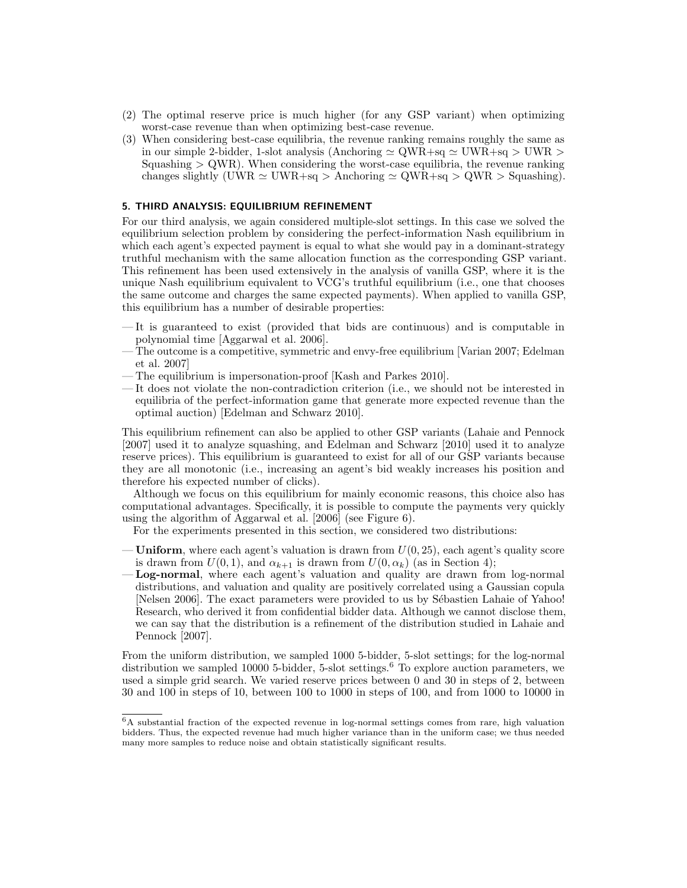(2) The optimal reserve price is much higher (for any GSP variant) when optimizing worst-case revenue than when optimizing best-case revenue.

(3) When considering best-case equilibria, the revenue ranking remains roughly the same as in our simple 2-bidder, 1-slot analysis (Anchoring $\simeq$ QWR+sq $\simeq$ UWR+sq $>$ UWR $>$ Squashing $>$ QWR). When considering the worst-case equilibria, the revenue ranking changes slightly (UWR $\simeq$ UWR+sq $>$ Anchoring $\simeq$ QWR+sq $>$ QWR $>$ Squashing).

## 5. THIRD ANALYSIS: EQUILIBRIUM REFINEMENT

For our third analysis, we again considered multiple-slot settings. In this case we solved the equilibrium selection problem by considering the perfect-information Nash equilibrium in which each agent's expected payment is equal to what she would pay in a dominant-strategy truthful mechanism with the same allocation function as the corresponding GSP variant. This refinement has been used extensively in the analysis of vanilla GSP, where it is the unique Nash equilibrium equivalent to VCG's truthful equilibrium (i.e., one that chooses the same outcome and charges the same expected payments). When applied to vanilla GSP, this equilibrium has a number of desirable properties:

— It is guaranteed to exist (provided that bids are continuous) and is computable in polynomial time [Aggarwal et al. 2006].

— The outcome is a competitive, symmetric and envy-free equilibrium [Varian 2007; Edelman et al. 2007]

— The equilibrium is impersonation-proof [Kash and Parkes 2010].

— It does not violate the non-contradiction criterion (i.e., we should not be interested in equilibria of the perfect-information game that generate more expected revenue than the optimal auction) [Edelman and Schwarz 2010].

This equilibrium refinement can also be applied to other GSP variants (Lahaie and Pennock [2007] used it to analyze squashing, and Edelman and Schwarz [2010] used it to analyze reserve prices). This equilibrium is guaranteed to exist for all of our GSP variants because they are all monotonic (i.e., increasing an agent's bid weakly increases his position and therefore his expected number of clicks).

Although we focus on this equilibrium for mainly economic reasons, this choice also has computational advantages. Specifically, it is possible to compute the payments very quickly using the algorithm of Aggarwal et al. [2006] (see Figure 6).

For the experiments presented in this section, we considered two distributions:

— **Uniform**, where each agent's valuation is drawn from $U(0, 25)$, each agent's quality score is drawn from $U(0, 1)$, and $\alpha_{k+1}$ is drawn from $U(0, \alpha_k)$ (as in Section 4);

— **Log-normal**, where each agent's valuation and quality are drawn from log-normal distributions, and valuation and quality are positively correlated using a Gaussian copula [Nelsen 2006]. The exact parameters were provided to us by Sébastien Lahaie of Yahoo! Research, who derived it from confidential bidder data. Although we cannot disclose them, we can say that the distribution is a refinement of the distribution studied in Lahaie and Pennock [2007].

From the uniform distribution, we sampled 1000 5-bidder, 5-slot settings; for the log-normal distribution we sampled 10000 5-bidder, 5-slot settings.[6] To explore auction parameters, we used a simple grid search. We varied reserve prices between 0 and 30 in steps of 2, between 30 and 100 in steps of 10, between 100 to 1000 in steps of 100, and from 1000 to 10000 in

[6] A substantial fraction of the expected revenue in log-normal settings comes from rare, high valuation bidders. Thus, the expected revenue had much higher variance than in the uniform case; we thus needed many more samples to reduce noise and obtain statistically significant results.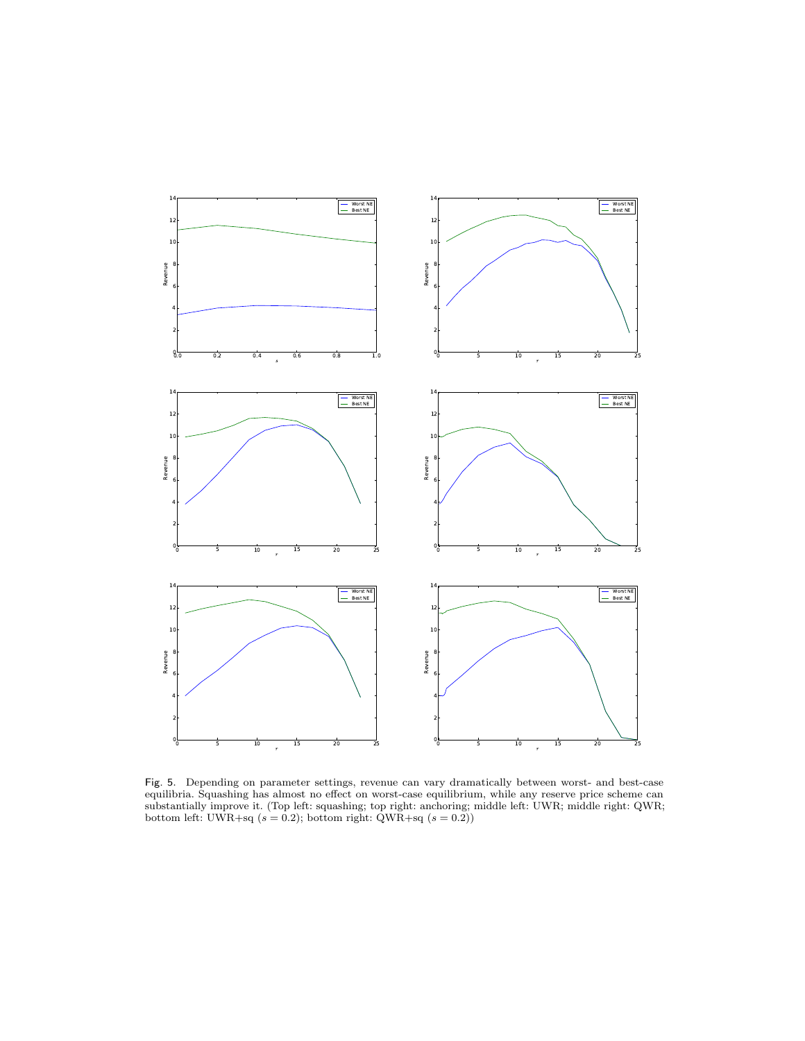Fig. 5. Depending on parameter settings, revenue can vary dramatically between worst- and best-case equilibria. Squashing has almost no effect on worst-case equilibrium, while any reserve price scheme can substantially improve it. (Top left: squashing; top right: anchoring; middle left: UWR; middle right: QWR; bottom left: UWR+sq ($s = 0.2$); bottom right: QWR+sq ($s = 0.2$))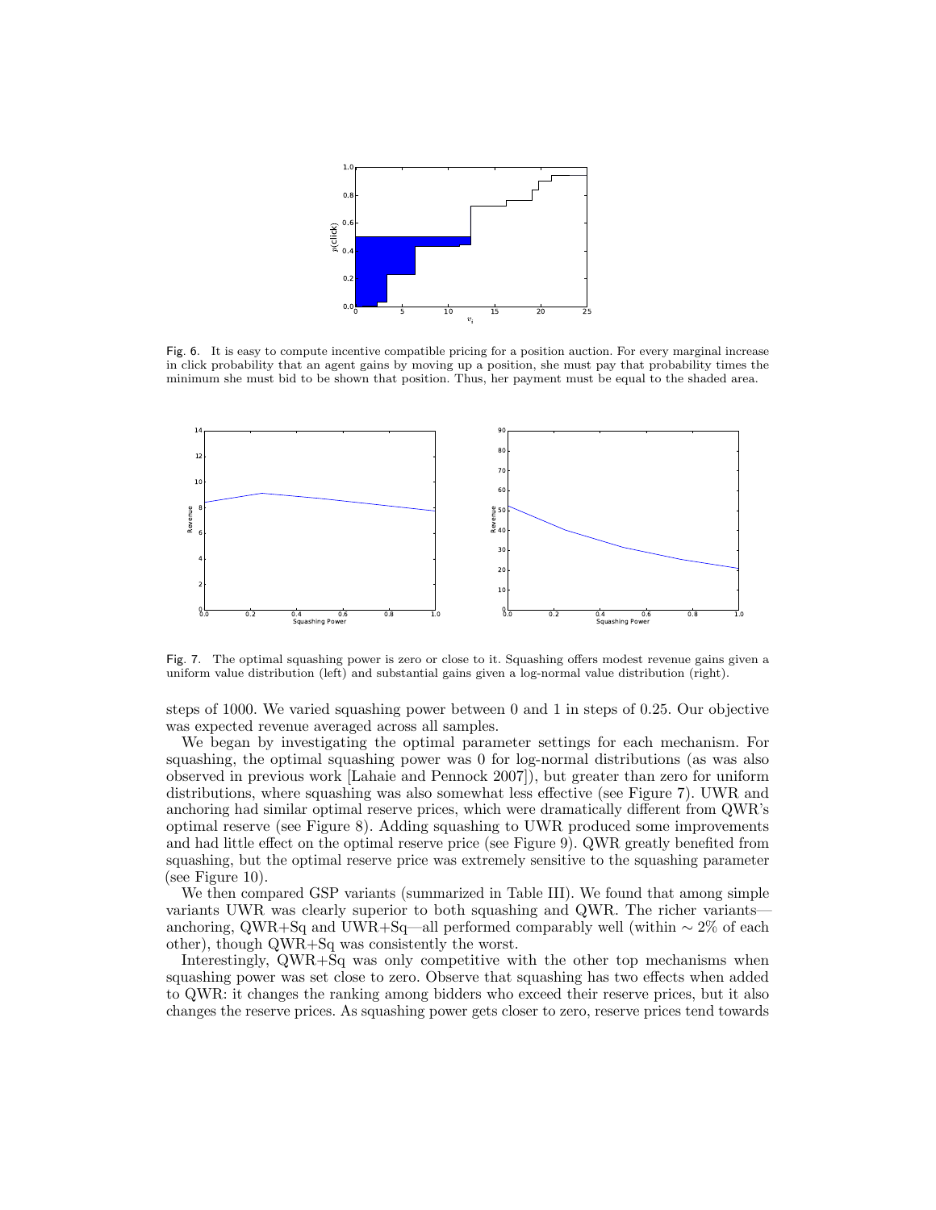Fig. 6. It is easy to compute incentive compatible pricing for a position auction. For every marginal increase in click probability that an agent gains by moving up a position, she must pay that probability times the minimum she must bid to be shown that position. Thus, her payment must be equal to the shaded area.

Fig. 7. The optimal squashing power is zero or close to it. Squashing offers modest revenue gains given a uniform value distribution (left) and substantial gains given a log-normal value distribution (right).

steps of 1000. We varied squashing power between 0 and 1 in steps of 0.25. Our objective was expected revenue averaged across all samples.

We began by investigating the optimal parameter settings for each mechanism. For squashing, the optimal squashing power was 0 for log-normal distributions (as was also observed in previous work [Lahaie and Pennock 2007]), but greater than zero for uniform distributions, where squashing was also somewhat less effective (see Figure 7). UWR and anchoring had similar optimal reserve prices, which were dramatically different from QWR's optimal reserve (see Figure 8). Adding squashing to UWR produced some improvements and had little effect on the optimal reserve price (see Figure 9). QWR greatly benefited from squashing, but the optimal reserve price was extremely sensitive to the squashing parameter (see Figure 10).

We then compared GSP variants (summarized in Table III). We found that among simple variants UWR was clearly superior to both squashing and QWR. The richer variants—anchoring, QWR+Sq and UWR+Sq—all performed comparably well (within $\sim 2\%$ of each other), though QWR+Sq was consistently the worst.

Interestingly, QWR+Sq was only competitive with the other top mechanisms when squashing power was set close to zero. Observe that squashing has two effects when added to QWR: it changes the ranking among bidders who exceed their reserve prices, but it also changes the reserve prices. As squashing power gets closer to zero, reserve prices tend towards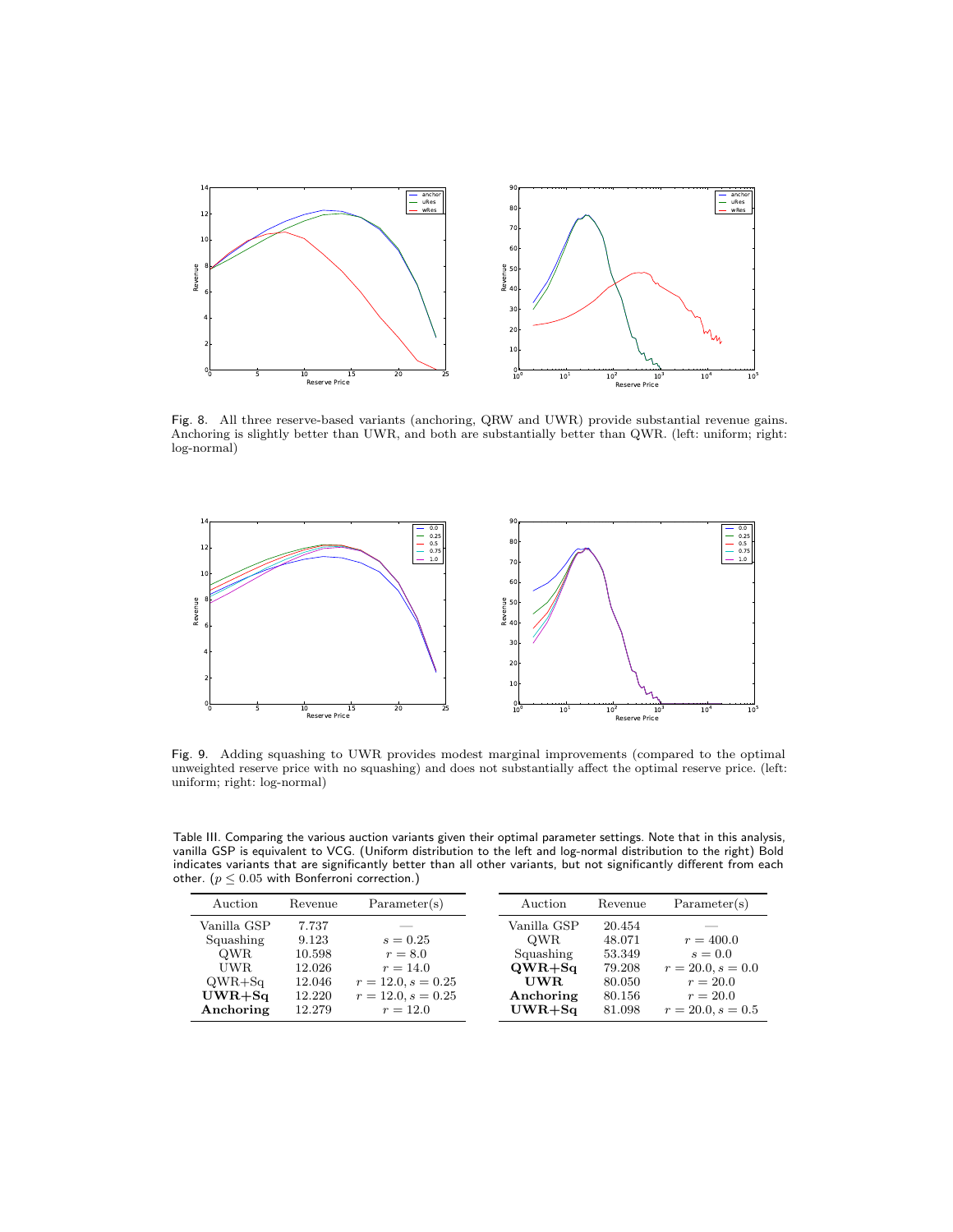Fig. 8. All three reserve-based variants (anchoring, QRW and UWR) provide substantial revenue gains. Anchoring is slightly better than UWR, and both are substantially better than QWR. (left: uniform; right: log-normal)

Fig. 9. Adding squashing to UWR provides modest marginal improvements (compared to the optimal unweighted reserve price with no squashing) and does not substantially affect the optimal reserve price. (left: uniform; right: log-normal)

Table III. Comparing the various auction variants given their optimal parameter settings. Note that in this analysis, vanilla GSP is equivalent to VCG. (Uniform distribution to the left and log-normal distribution to the right) Bold indicates variants that are significantly better than all other variants, but not significantly different from each other. ($p \leq 0.05$ with Bonferroni correction.)

| Auction | Revenue | Parameter(s) |
|---|---|---|
| Vanilla GSP | 7.737 | — |
| Squashing | 9.123 | $s = 0.25$ |
| QWR | 10.598 | $r = 8.0$ |
| UWR | 12.026 | $r = 14.0$ |
| QWR+Sq | 12.046 | $r = 12.0, s = 0.25$ |
| **UWR+Sq** | 12.220 | $r = 12.0, s = 0.25$ |
| **Anchoring** | 12.279 | $r = 12.0$ |

| Auction | Revenue | Parameter(s) |
|---|---|---|
| Vanilla GSP | 20.454 | — |
| QWR | 48.071 | $r = 400.0$ |
| Squashing | 53.349 | $s = 0.0$ |
| **QWR+Sq** | 79.208 | $r = 20.0, s = 0.0$ |
| **UWR** | 80.050 | $r = 20.0$ |
| **Anchoring** | 80.156 | $r = 20.0$ |
| **UWR+Sq** | 81.098 | $r = 20.0, s = 0.5$ |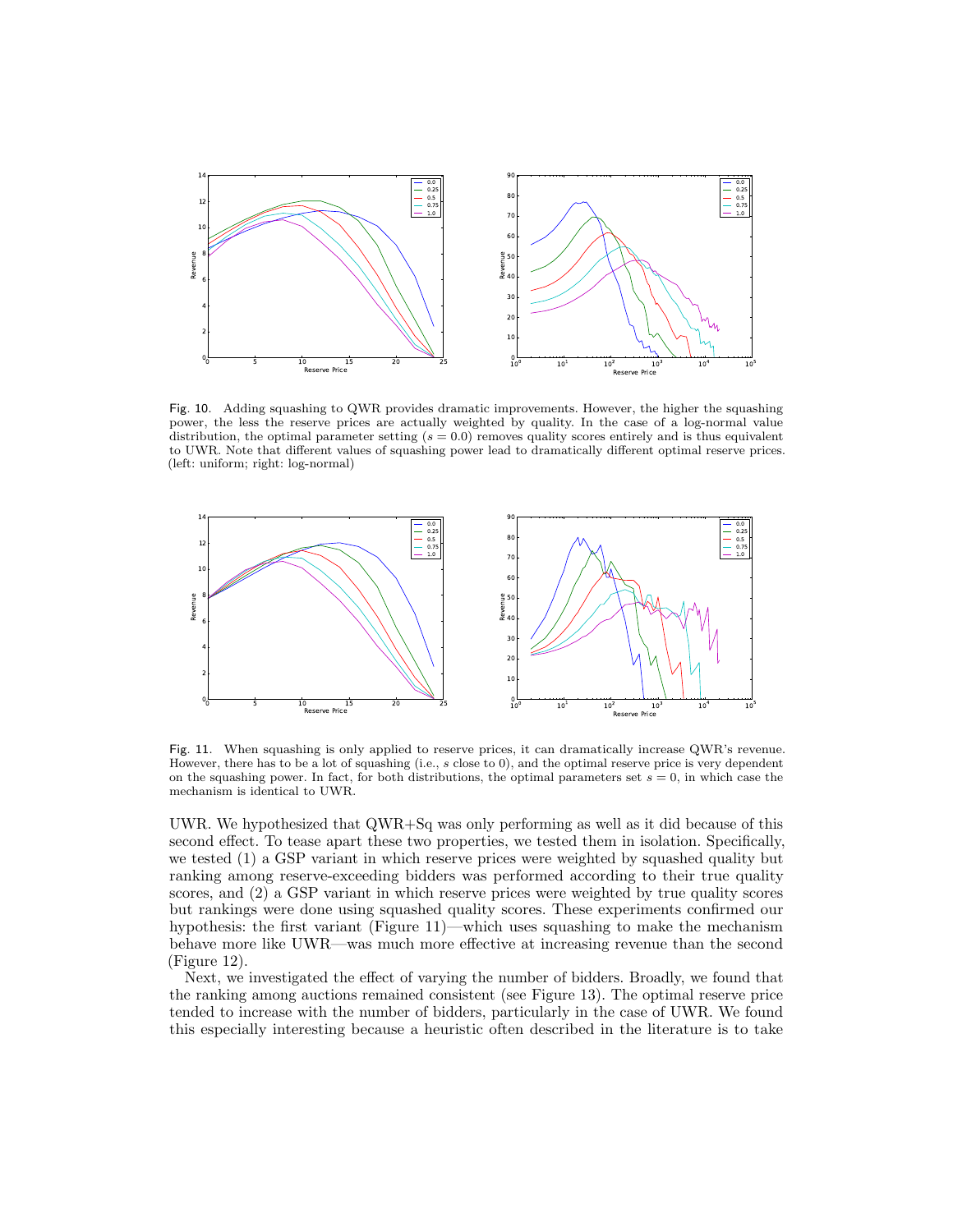Fig. 10. Adding squashing to QWR provides dramatic improvements. However, the higher the squashing power, the less the reserve prices are actually weighted by quality. In the case of a log-normal value distribution, the optimal parameter setting ($s = 0.0$) removes quality scores entirely and is thus equivalent to UWR. Note that different values of squashing power lead to dramatically different optimal reserve prices. (left: uniform; right: log-normal)

Fig. 11. When squashing is only applied to reserve prices, it can dramatically increase QWR's revenue. However, there has to be a lot of squashing (i.e., $s$ close to 0), and the optimal reserve price is very dependent on the squashing power. In fact, for both distributions, the optimal parameters set $s = 0$, in which case the mechanism is identical to UWR.

UWR. We hypothesized that QWR+Sq was only performing as well as it did because of this second effect. To tease apart these two properties, we tested them in isolation. Specifically, we tested (1) a GSP variant in which reserve prices were weighted by squashed quality but ranking among reserve-exceeding bidders was performed according to their true quality scores, and (2) a GSP variant in which reserve prices were weighted by true quality scores but rankings were done using squashed quality scores. These experiments confirmed our hypothesis: the first variant (Figure 11)—which uses squashing to make the mechanism behave more like UWR—was much more effective at increasing revenue than the second (Figure 12).

Next, we investigated the effect of varying the number of bidders. Broadly, we found that the ranking among auctions remained consistent (see Figure 13). The optimal reserve price tended to increase with the number of bidders, particularly in the case of UWR. We found this especially interesting because a heuristic often described in the literature is to take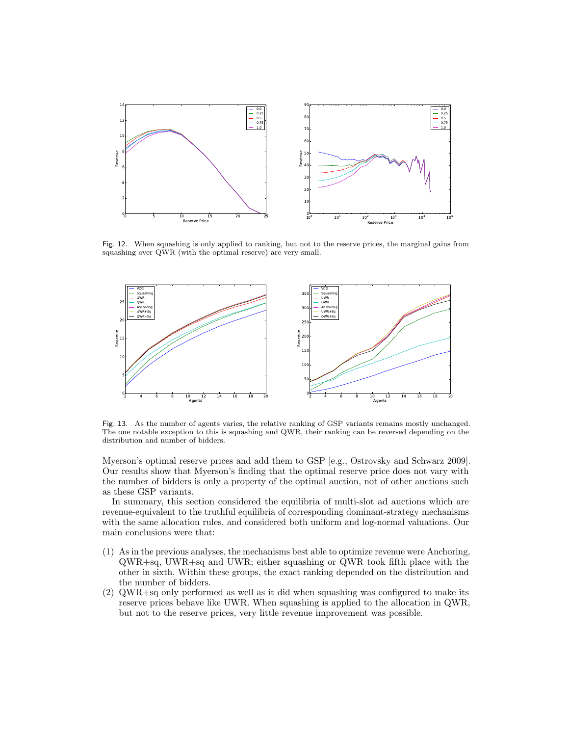Fig. 12. When squashing is only applied to ranking, but not to the reserve prices, the marginal gains from squashing over QWR (with the optimal reserve) are very small.

Fig. 13. As the number of agents varies, the relative ranking of GSP variants remains mostly unchanged. The one notable exception to this is squashing and QWR, their ranking can be reversed depending on the distribution and number of bidders.

Myerson's optimal reserve prices and add them to GSP [e.g., Ostrovsky and Schwarz 2009]. Our results show that Myerson's finding that the optimal reserve price does not vary with the number of bidders is only a property of the optimal auction, not of other auctions such as these GSP variants.

In summary, this section considered the equilibria of multi-slot ad auctions which are revenue-equivalent to the truthful equilibria of corresponding dominant-strategy mechanisms with the same allocation rules, and considered both uniform and log-normal valuations. Our main conclusions were that:

(1) As in the previous analyses, the mechanisms best able to optimize revenue were Anchoring, QWR+sq, UWR+sq and UWR; either squashing or QWR took fifth place with the other in sixth. Within these groups, the exact ranking depended on the distribution and the number of bidders.

(2) QWR+sq only performed as well as it did when squashing was configured to make its reserve prices behave like UWR. When squashing is applied to the allocation in QWR, but not to the reserve prices, very little revenue improvement was possible.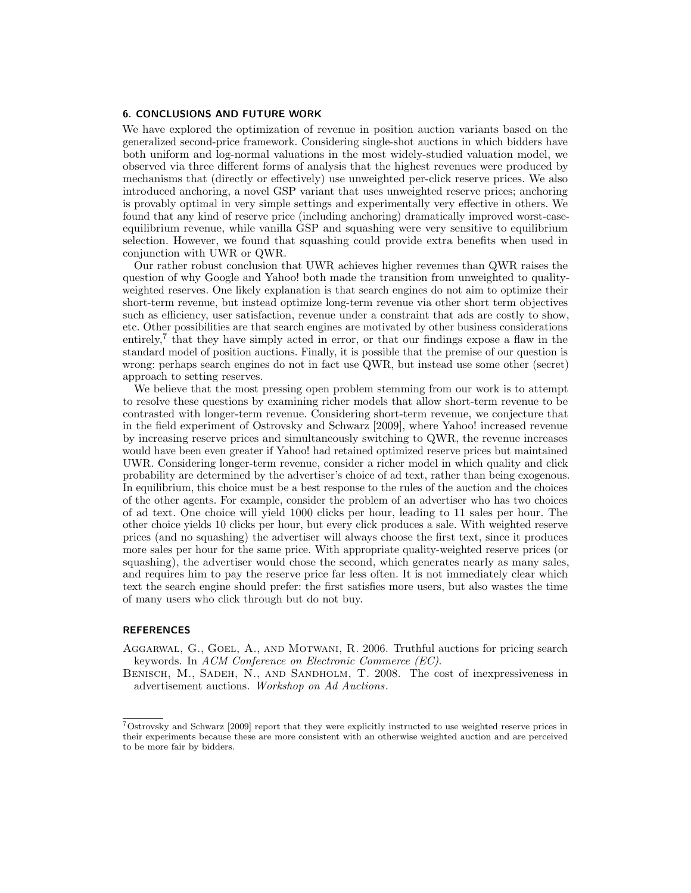## 6. CONCLUSIONS AND FUTURE WORK

We have explored the optimization of revenue in position auction variants based on the generalized second-price framework. Considering single-shot auctions in which bidders have both uniform and log-normal valuations in the most widely-studied valuation model, we observed via three different forms of analysis that the highest revenues were produced by mechanisms that (directly or effectively) use unweighted per-click reserve prices. We also introduced anchoring, a novel GSP variant that uses unweighted reserve prices; anchoring is provably optimal in very simple settings and experimentally very effective in others. We found that any kind of reserve price (including anchoring) dramatically improved worst-case-equilibrium revenue, while vanilla GSP and squashing were very sensitive to equilibrium selection. However, we found that squashing could provide extra benefits when used in conjunction with UWR or QWR.

Our rather robust conclusion that UWR achieves higher revenues than QWR raises the question of why Google and Yahoo! both made the transition from unweighted to quality-weighted reserves. One likely explanation is that search engines do not aim to optimize their short-term revenue, but instead optimize long-term revenue via other short term objectives such as efficiency, user satisfaction, revenue under a constraint that ads are costly to show, etc. Other possibilities are that search engines are motivated by other business considerations entirely,[7] that they have simply acted in error, or that our findings expose a flaw in the standard model of position auctions. Finally, it is possible that the premise of our question is wrong: perhaps search engines do not in fact use QWR, but instead use some other (secret) approach to setting reserves.

We believe that the most pressing open problem stemming from our work is to attempt to resolve these questions by examining richer models that allow short-term revenue to be contrasted with longer-term revenue. Considering short-term revenue, we conjecture that in the field experiment of Ostrovsky and Schwarz [2009], where Yahoo! increased revenue by increasing reserve prices and simultaneously switching to QWR, the revenue increases would have been even greater if Yahoo! had retained optimized reserve prices but maintained UWR. Considering longer-term revenue, consider a richer model in which quality and click probability are determined by the advertiser's choice of ad text, rather than being exogenous. In equilibrium, this choice must be a best response to the rules of the auction and the choices of the other agents. For example, consider the problem of an advertiser who has two choices of ad text. One choice will yield 1000 clicks per hour, leading to 11 sales per hour. The other choice yields 10 clicks per hour, but every click produces a sale. With weighted reserve prices (and no squashing) the advertiser will always choose the first text, since it produces more sales per hour for the same price. With appropriate quality-weighted reserve prices (or squashing), the advertiser would chose the second, which generates nearly as many sales, and requires him to pay the reserve price far less often. It is not immediately clear which text the search engine should prefer: the first satisfies more users, but also wastes the time of many users who click through but do not buy.

## REFERENCES

Aggarwal, G., Goel, A., and Motwani, R. 2006. Truthful auctions for pricing search keywords. In *ACM Conference on Electronic Commerce (EC)*.

Benisch, M., Sadeh, N., and Sandholm, T. 2008. The cost of inexpressiveness in advertisement auctions. *Workshop on Ad Auctions*.

[7] Ostrovsky and Schwarz [2009] report that they were explicitly instructed to use weighted reserve prices in their experiments because these are more consistent with an otherwise weighted auction and are perceived to be more fair by bidders.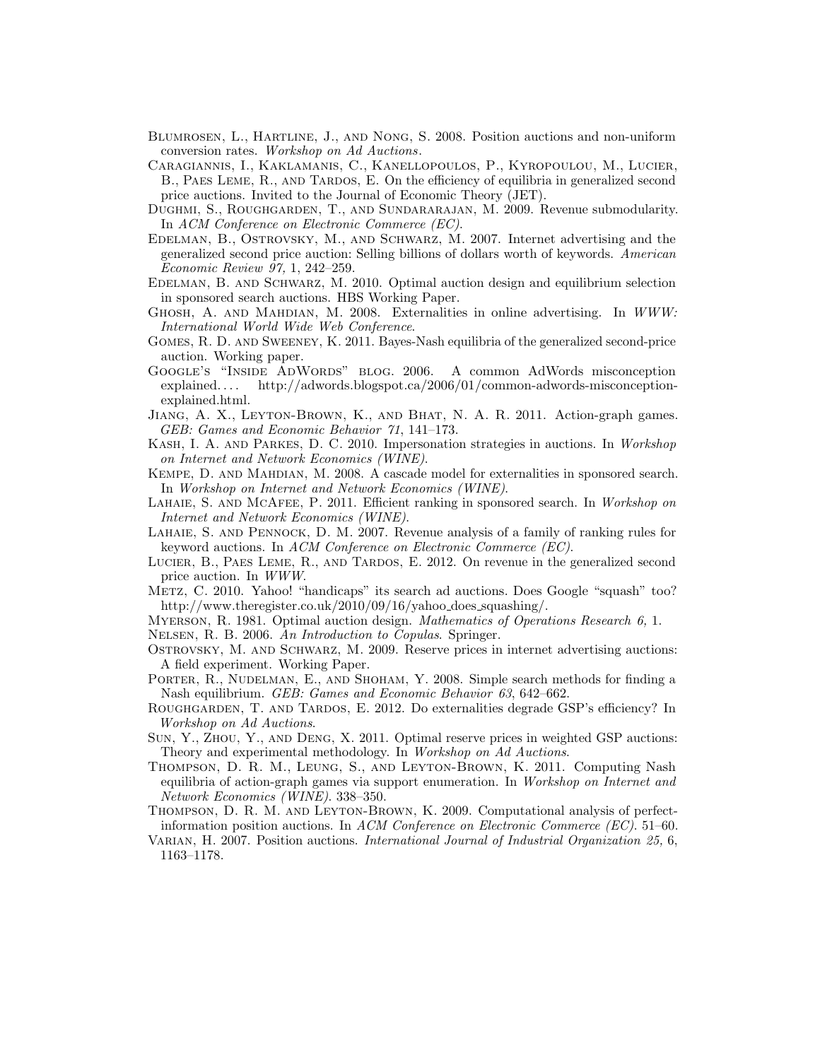Blumrosen, L., Hartline, J., and Nong, S. 2008. Position auctions and non-uniform conversion rates. *Workshop on Ad Auctions*.

Caragiannis, I., Kaklamanis, C., Kanellopoulos, P., Kyropoulou, M., Lucier, B., Paes Leme, R., and Tardos, E. On the efficiency of equilibria in generalized second price auctions. Invited to the Journal of Economic Theory (JET).

Dughmi, S., Roughgarden, T., and Sundararajan, M. 2009. Revenue submodularity. In *ACM Conference on Electronic Commerce (EC)*.

Edelman, B., Ostrovsky, M., and Schwarz, M. 2007. Internet advertising and the generalized second price auction: Selling billions of dollars worth of keywords. *American Economic Review 97,* 1, 242–259.

Edelman, B. and Schwarz, M. 2010. Optimal auction design and equilibrium selection in sponsored search auctions. HBS Working Paper.

Ghosh, A. and Mahdian, M. 2008. Externalities in online advertising. In *WWW: International World Wide Web Conference*.

Gomes, R. D. and Sweeney, K. 2011. Bayes-Nash equilibria of the generalized second-price auction. Working paper.

Google's "Inside AdWords" blog. 2006. A common AdWords misconception explained.... http://adwords.blogspot.ca/2006/01/common-adwords-misconception-explained.html.

Jiang, A. X., Leyton-Brown, K., and Bhat, N. A. R. 2011. Action-graph games. *GEB: Games and Economic Behavior 71*, 141–173.

Kash, I. A. and Parkes, D. C. 2010. Impersonation strategies in auctions. In *Workshop on Internet and Network Economics (WINE)*.

Kempe, D. and Mahdian, M. 2008. A cascade model for externalities in sponsored search. In *Workshop on Internet and Network Economics (WINE)*.

Lahaie, S. and McAfee, P. 2011. Efficient ranking in sponsored search. In *Workshop on Internet and Network Economics (WINE)*.

Lahaie, S. and Pennock, D. M. 2007. Revenue analysis of a family of ranking rules for keyword auctions. In *ACM Conference on Electronic Commerce (EC)*.

Lucier, B., Paes Leme, R., and Tardos, E. 2012. On revenue in the generalized second price auction. In *WWW*.

Metz, C. 2010. Yahoo! "handicaps" its search ad auctions. Does Google "squash" too? http://www.theregister.co.uk/2010/09/16/yahoo_does_squashing/.

Myerson, R. 1981. Optimal auction design. *Mathematics of Operations Research 6,* 1.

Nelsen, R. B. 2006. *An Introduction to Copulas*. Springer.

Ostrovsky, M. and Schwarz, M. 2009. Reserve prices in internet advertising auctions: A field experiment. Working Paper.

Porter, R., Nudelman, E., and Shoham, Y. 2008. Simple search methods for finding a Nash equilibrium. *GEB: Games and Economic Behavior 63*, 642–662.

Roughgarden, T. and Tardos, E. 2012. Do externalities degrade GSP's efficiency? In *Workshop on Ad Auctions*.

Sun, Y., Zhou, Y., and Deng, X. 2011. Optimal reserve prices in weighted GSP auctions: Theory and experimental methodology. In *Workshop on Ad Auctions*.

Thompson, D. R. M., Leung, S., and Leyton-Brown, K. 2011. Computing Nash equilibria of action-graph games via support enumeration. In *Workshop on Internet and Network Economics (WINE)*. 338–350.

Thompson, D. R. M. and Leyton-Brown, K. 2009. Computational analysis of perfect-information position auctions. In *ACM Conference on Electronic Commerce (EC)*. 51–60.

Varian, H. 2007. Position auctions. *International Journal of Industrial Organization 25,* 6, 1163–1178.